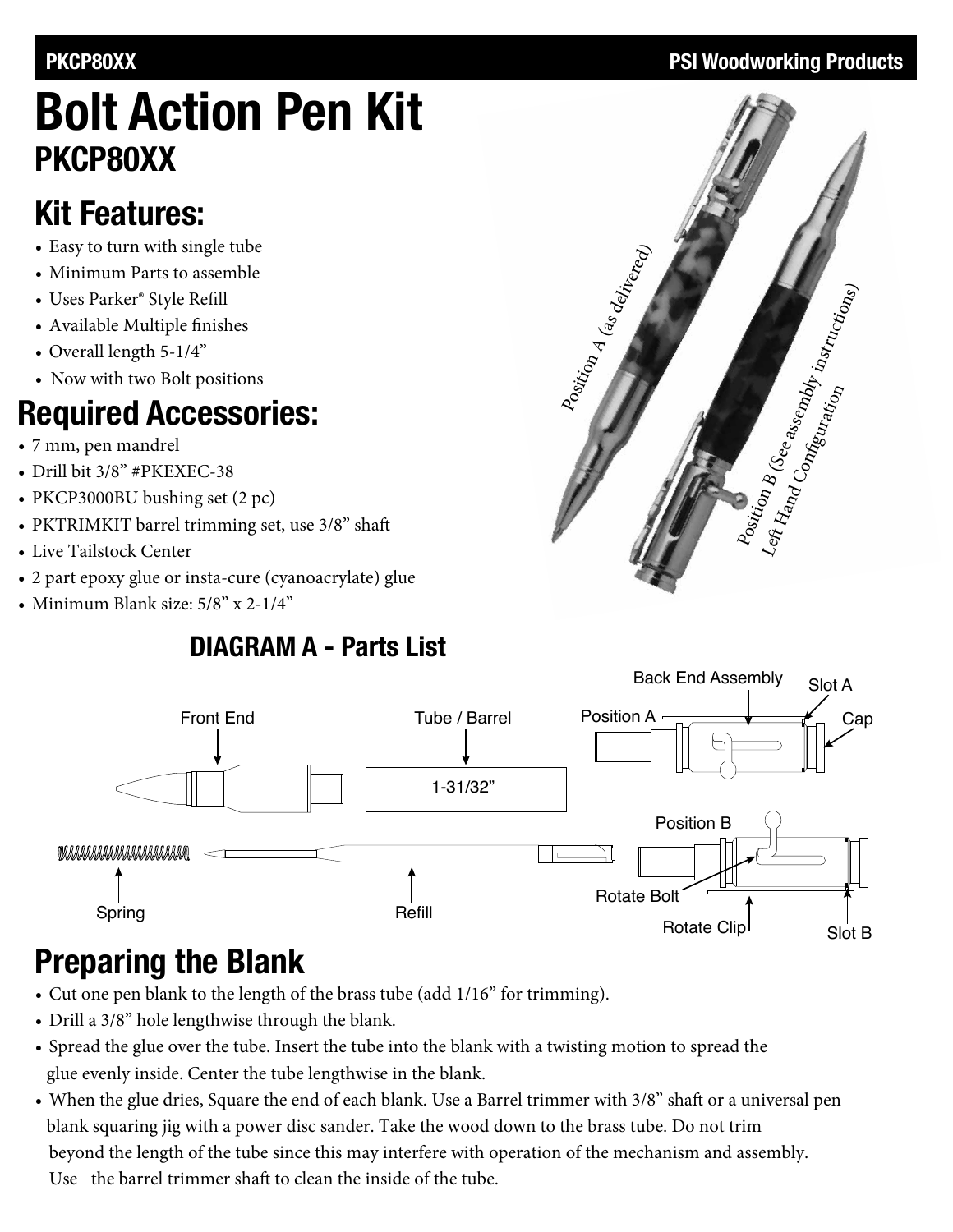PKCP80XX PSI Woodworking Products

# Bolt Action Pen Kit
## PKCP80XX

## Kit Features:

- Easy to turn with single tube
- Minimum Parts to assemble
- Uses Parker® Style Refill
- Available Multiple finishes
- Overall length 5-1/4"
- Now with two Bolt positions

## Required Accessories:

- 7 mm, pen mandrel
- Drill bit 3/8" #PKEXEC-38
- PKCP3000BU bushing set (2 pc)
- PKTRIMKIT barrel trimming set, use 3/8" shaft
- Live Tailstock Center
- 2 part epoxy glue or insta-cure (cyanoacrylate) glue
- Minimum Blank size: 5/8" x 2-1/4"

Position A (as delivered)

Position B (See assembly instructions) Left Hand Configuration

### DIAGRAM A - Parts List

Front End · Tube / Barrel (1-31/32") · Back End Assembly · Position A · Slot A · Cap · Spring · Refill · Position B · Rotate Bolt · Rotate Clip · Slot B

## Preparing the Blank

- Cut one pen blank to the length of the brass tube (add 1/16" for trimming).
- Drill a 3/8" hole lengthwise through the blank.
- Spread the glue over the tube. Insert the tube into the blank with a twisting motion to spread the glue evenly inside. Center the tube lengthwise in the blank.
- When the glue dries, Square the end of each blank. Use a Barrel trimmer with 3/8" shaft or a universal pen blank squaring jig with a power disc sander. Take the wood down to the brass tube. Do not trim beyond the length of the tube since this may interfere with operation of the mechanism and assembly. Use the barrel trimmer shaft to clean the inside of the tube.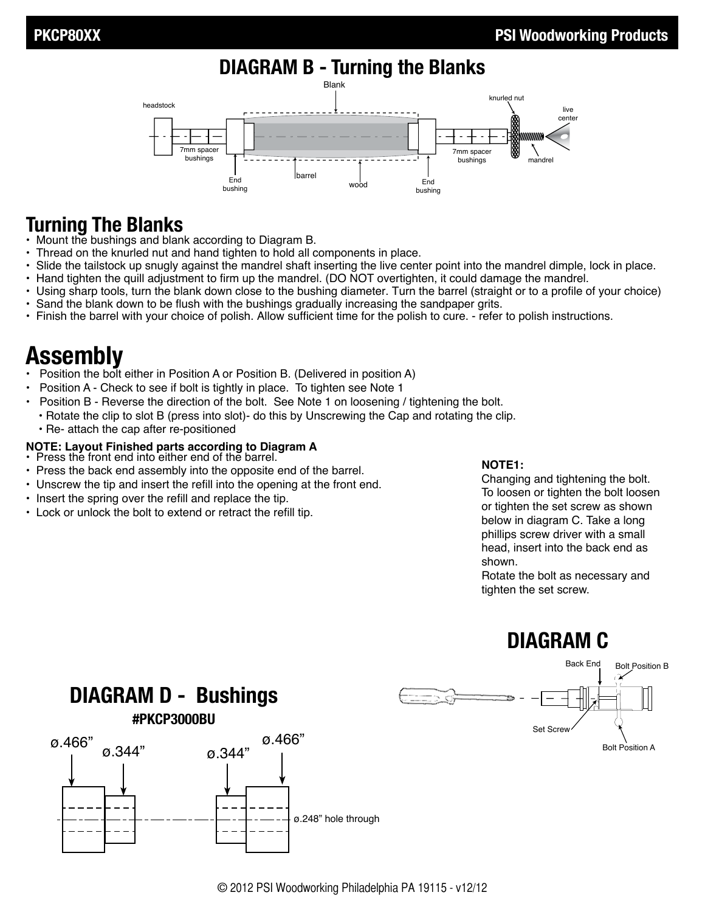## DIAGRAM B - Turning the Blanks

Blank

headstock

knurled nut

live center

7mm spacer bushings

7mm spacer bushings

mandrel

End bushing

barrel

wood

End bushing

## Turning The Blanks

- Mount the bushings and blank according to Diagram B.
- Thread on the knurled nut and hand tighten to hold all components in place.
- Slide the tailstock up snugly against the mandrel shaft inserting the live center point into the mandrel dimple, lock in place.
- Hand tighten the quill adjustment to firm up the mandrel. (DO NOT overtighten, it could damage the mandrel.
- Using sharp tools, turn the blank down close to the bushing diameter. Turn the barrel (straight or to a profile of your choice)
- Sand the blank down to be flush with the bushings gradually increasing the sandpaper grits.
- Finish the barrel with your choice of polish. Allow sufficient time for the polish to cure. - refer to polish instructions.

# Assembly

- Position the bolt either in Position A or Position B. (Delivered in position A)
- Position A - Check to see if bolt is tightly in place. To tighten see Note 1
- Position B - Reverse the direction of the bolt. See Note 1 on loosening / tightening the bolt.
  - Rotate the clip to slot B (press into slot)- do this by Unscrewing the Cap and rotating the clip.
  - Re- attach the cap after re-positioned

**NOTE: Layout Finished parts according to Diagram A**

- Press the front end into either end of the barrel.
- Press the back end assembly into the opposite end of the barrel.
- Unscrew the tip and insert the refill into the opening at the front end.
- Insert the spring over the refill and replace the tip.
- Lock or unlock the bolt to extend or retract the refill tip.

**NOTE1:**

Changing and tightening the bolt. To loosen or tighten the bolt loosen or tighten the set screw as shown below in diagram C. Take a long phillips screw driver with a small head, insert into the back end as shown.

Rotate the bolt as necessary and tighten the set screw.

## DIAGRAM C

Back End

Bolt Position B

Set Screw

Bolt Position A

## DIAGRAM D - Bushings

**#PKCP3000BU**

ø.466”

ø.344”

ø.344”

ø.466”

ø.248” hole through